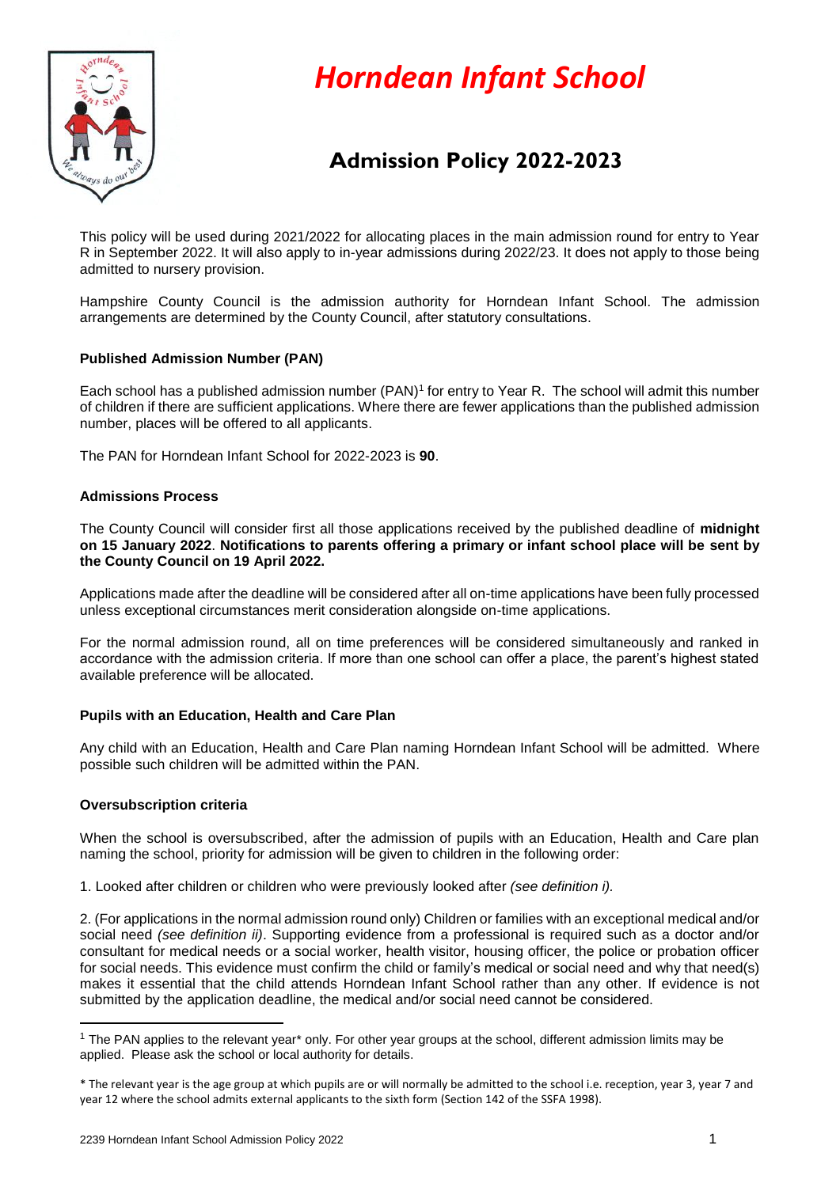# Horndean Infant School

## Admission Policy 2022-2023

This policy will be used during 2021/2022 for allocating places in the main admission round for entry to Year R in September 2022. It will also apply to in-year admissions during 2022/23. It does not apply to those being admitted to nursery provision.

Hampshire County Council is the admission authority for Horndean Infant School. The admission arrangements are determined by the County Council, after statutory consultations.

### Published Admission Number (PAN)

Each school has a published admission number (PAN)[1] for entry to Year R. The school will admit this number of children if there are sufficient applications. Where there are fewer applications than the published admission number, places will be offered to all applicants.

The PAN for Horndean Infant School for 2022-2023 is **90**.

### Admissions Process

The County Council will consider first all those applications received by the published deadline of **midnight on 15 January 2022**. **Notifications to parents offering a primary or infant school place will be sent by the County Council on 19 April 2022.**

Applications made after the deadline will be considered after all on-time applications have been fully processed unless exceptional circumstances merit consideration alongside on-time applications.

For the normal admission round, all on time preferences will be considered simultaneously and ranked in accordance with the admission criteria. If more than one school can offer a place, the parent's highest stated available preference will be allocated.

### Pupils with an Education, Health and Care Plan

Any child with an Education, Health and Care Plan naming Horndean Infant School will be admitted. Where possible such children will be admitted within the PAN.

### Oversubscription criteria

When the school is oversubscribed, after the admission of pupils with an Education, Health and Care plan naming the school, priority for admission will be given to children in the following order:

1. Looked after children or children who were previously looked after *(see definition i).*

2. (For applications in the normal admission round only) Children or families with an exceptional medical and/or social need *(see definition ii)*. Supporting evidence from a professional is required such as a doctor and/or consultant for medical needs or a social worker, health visitor, housing officer, the police or probation officer for social needs. This evidence must confirm the child or family's medical or social need and why that need(s) makes it essential that the child attends Horndean Infant School rather than any other. If evidence is not submitted by the application deadline, the medical and/or social need cannot be considered.

---

[1] The PAN applies to the relevant year* only. For other year groups at the school, different admission limits may be applied. Please ask the school or local authority for details.

* The relevant year is the age group at which pupils are or will normally be admitted to the school i.e. reception, year 3, year 7 and year 12 where the school admits external applicants to the sixth form (Section 142 of the SSFA 1998).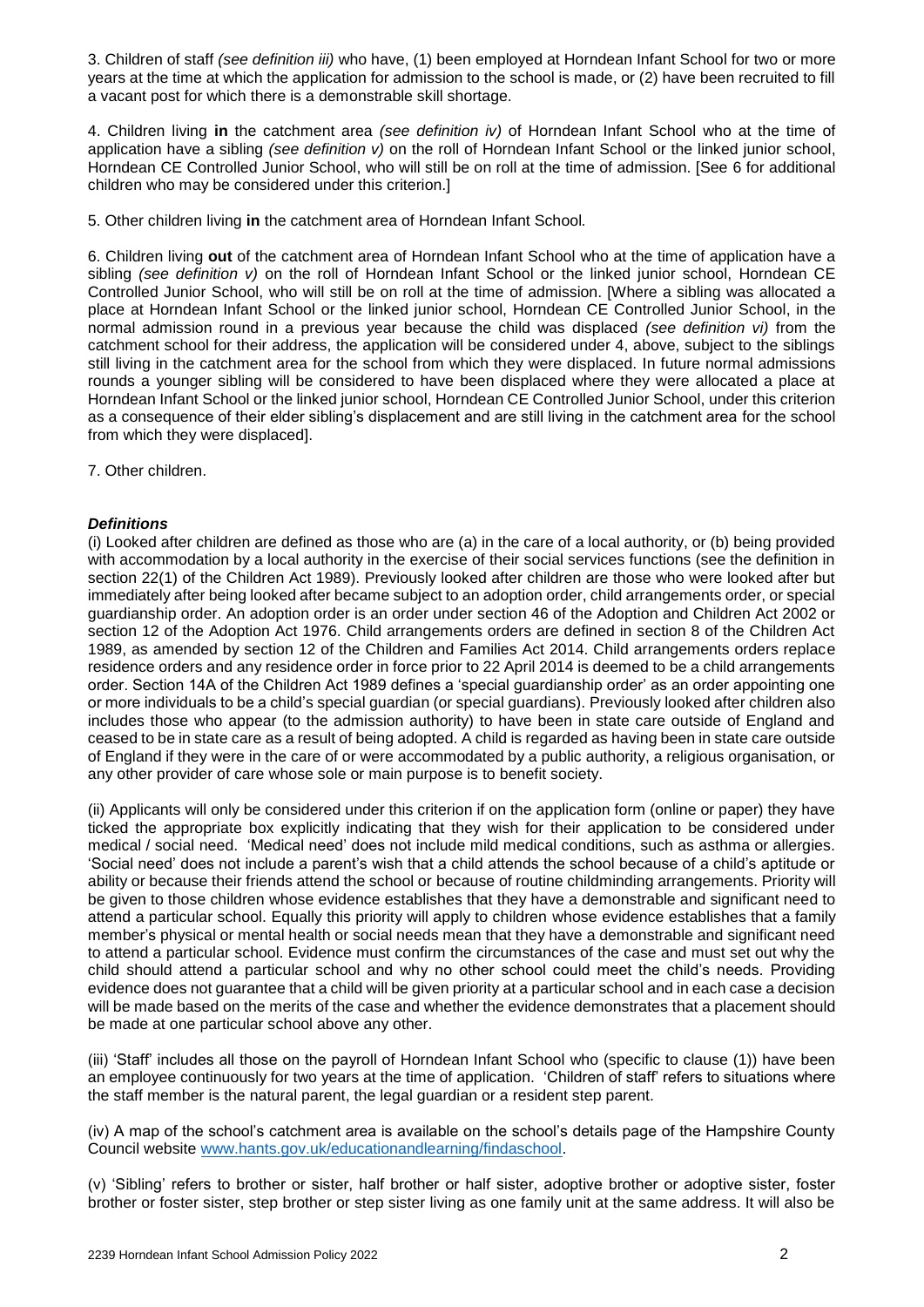3. Children of staff *(see definition iii)* who have, (1) been employed at Horndean Infant School for two or more years at the time at which the application for admission to the school is made, or (2) have been recruited to fill a vacant post for which there is a demonstrable skill shortage.

4. Children living **in** the catchment area *(see definition iv)* of Horndean Infant School who at the time of application have a sibling *(see definition v)* on the roll of Horndean Infant School or the linked junior school, Horndean CE Controlled Junior School, who will still be on roll at the time of admission. [See 6 for additional children who may be considered under this criterion.]

5. Other children living **in** the catchment area of Horndean Infant School.

6. Children living **out** of the catchment area of Horndean Infant School who at the time of application have a sibling *(see definition v)* on the roll of Horndean Infant School or the linked junior school, Horndean CE Controlled Junior School, who will still be on roll at the time of admission. [Where a sibling was allocated a place at Horndean Infant School or the linked junior school, Horndean CE Controlled Junior School, in the normal admission round in a previous year because the child was displaced *(see definition vi)* from the catchment school for their address, the application will be considered under 4, above, subject to the siblings still living in the catchment area for the school from which they were displaced. In future normal admissions rounds a younger sibling will be considered to have been displaced where they were allocated a place at Horndean Infant School or the linked junior school, Horndean CE Controlled Junior School, under this criterion as a consequence of their elder sibling's displacement and are still living in the catchment area for the school from which they were displaced].

7. Other children.

***Definitions***

(i) Looked after children are defined as those who are (a) in the care of a local authority, or (b) being provided with accommodation by a local authority in the exercise of their social services functions (see the definition in section 22(1) of the Children Act 1989). Previously looked after children are those who were looked after but immediately after being looked after became subject to an adoption order, child arrangements order, or special guardianship order. An adoption order is an order under section 46 of the Adoption and Children Act 2002 or section 12 of the Adoption Act 1976. Child arrangements orders are defined in section 8 of the Children Act 1989, as amended by section 12 of the Children and Families Act 2014. Child arrangements orders replace residence orders and any residence order in force prior to 22 April 2014 is deemed to be a child arrangements order. Section 14A of the Children Act 1989 defines a 'special guardianship order' as an order appointing one or more individuals to be a child's special guardian (or special guardians). Previously looked after children also includes those who appear (to the admission authority) to have been in state care outside of England and ceased to be in state care as a result of being adopted. A child is regarded as having been in state care outside of England if they were in the care of or were accommodated by a public authority, a religious organisation, or any other provider of care whose sole or main purpose is to benefit society.

(ii) Applicants will only be considered under this criterion if on the application form (online or paper) they have ticked the appropriate box explicitly indicating that they wish for their application to be considered under medical / social need. 'Medical need' does not include mild medical conditions, such as asthma or allergies. 'Social need' does not include a parent's wish that a child attends the school because of a child's aptitude or ability or because their friends attend the school or because of routine childminding arrangements. Priority will be given to those children whose evidence establishes that they have a demonstrable and significant need to attend a particular school. Equally this priority will apply to children whose evidence establishes that a family member's physical or mental health or social needs mean that they have a demonstrable and significant need to attend a particular school. Evidence must confirm the circumstances of the case and must set out why the child should attend a particular school and why no other school could meet the child's needs. Providing evidence does not guarantee that a child will be given priority at a particular school and in each case a decision will be made based on the merits of the case and whether the evidence demonstrates that a placement should be made at one particular school above any other.

(iii) 'Staff' includes all those on the payroll of Horndean Infant School who (specific to clause (1)) have been an employee continuously for two years at the time of application. 'Children of staff' refers to situations where the staff member is the natural parent, the legal guardian or a resident step parent.

(iv) A map of the school's catchment area is available on the school's details page of the Hampshire County Council website www.hants.gov.uk/educationandlearning/findaschool.

(v) 'Sibling' refers to brother or sister, half brother or half sister, adoptive brother or adoptive sister, foster brother or foster sister, step brother or step sister living as one family unit at the same address. It will also be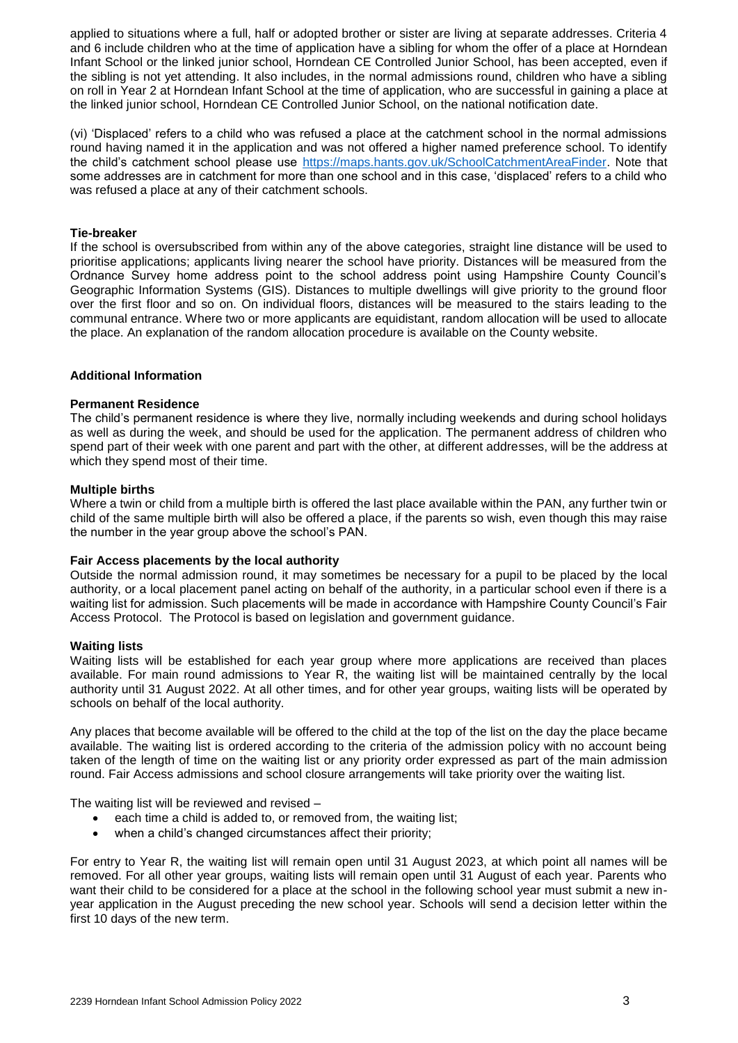applied to situations where a full, half or adopted brother or sister are living at separate addresses. Criteria 4 and 6 include children who at the time of application have a sibling for whom the offer of a place at Horndean Infant School or the linked junior school, Horndean CE Controlled Junior School, has been accepted, even if the sibling is not yet attending. It also includes, in the normal admissions round, children who have a sibling on roll in Year 2 at Horndean Infant School at the time of application, who are successful in gaining a place at the linked junior school, Horndean CE Controlled Junior School, on the national notification date.

(vi) 'Displaced' refers to a child who was refused a place at the catchment school in the normal admissions round having named it in the application and was not offered a higher named preference school. To identify the child's catchment school please use https://maps.hants.gov.uk/SchoolCatchmentAreaFinder. Note that some addresses are in catchment for more than one school and in this case, 'displaced' refers to a child who was refused a place at any of their catchment schools.

**Tie-breaker**

If the school is oversubscribed from within any of the above categories, straight line distance will be used to prioritise applications; applicants living nearer the school have priority. Distances will be measured from the Ordnance Survey home address point to the school address point using Hampshire County Council's Geographic Information Systems (GIS). Distances to multiple dwellings will give priority to the ground floor over the first floor and so on. On individual floors, distances will be measured to the stairs leading to the communal entrance. Where two or more applicants are equidistant, random allocation will be used to allocate the place. An explanation of the random allocation procedure is available on the County website.

## Additional Information

**Permanent Residence**

The child's permanent residence is where they live, normally including weekends and during school holidays as well as during the week, and should be used for the application. The permanent address of children who spend part of their week with one parent and part with the other, at different addresses, will be the address at which they spend most of their time.

**Multiple births**

Where a twin or child from a multiple birth is offered the last place available within the PAN, any further twin or child of the same multiple birth will also be offered a place, if the parents so wish, even though this may raise the number in the year group above the school's PAN.

**Fair Access placements by the local authority**

Outside the normal admission round, it may sometimes be necessary for a pupil to be placed by the local authority, or a local placement panel acting on behalf of the authority, in a particular school even if there is a waiting list for admission. Such placements will be made in accordance with Hampshire County Council's Fair Access Protocol. The Protocol is based on legislation and government guidance.

**Waiting lists**

Waiting lists will be established for each year group where more applications are received than places available. For main round admissions to Year R, the waiting list will be maintained centrally by the local authority until 31 August 2022. At all other times, and for other year groups, waiting lists will be operated by schools on behalf of the local authority.

Any places that become available will be offered to the child at the top of the list on the day the place became available. The waiting list is ordered according to the criteria of the admission policy with no account being taken of the length of time on the waiting list or any priority order expressed as part of the main admission round. Fair Access admissions and school closure arrangements will take priority over the waiting list.

The waiting list will be reviewed and revised –

- each time a child is added to, or removed from, the waiting list;
- when a child's changed circumstances affect their priority;

For entry to Year R, the waiting list will remain open until 31 August 2023, at which point all names will be removed. For all other year groups, waiting lists will remain open until 31 August of each year. Parents who want their child to be considered for a place at the school in the following school year must submit a new in-year application in the August preceding the new school year. Schools will send a decision letter within the first 10 days of the new term.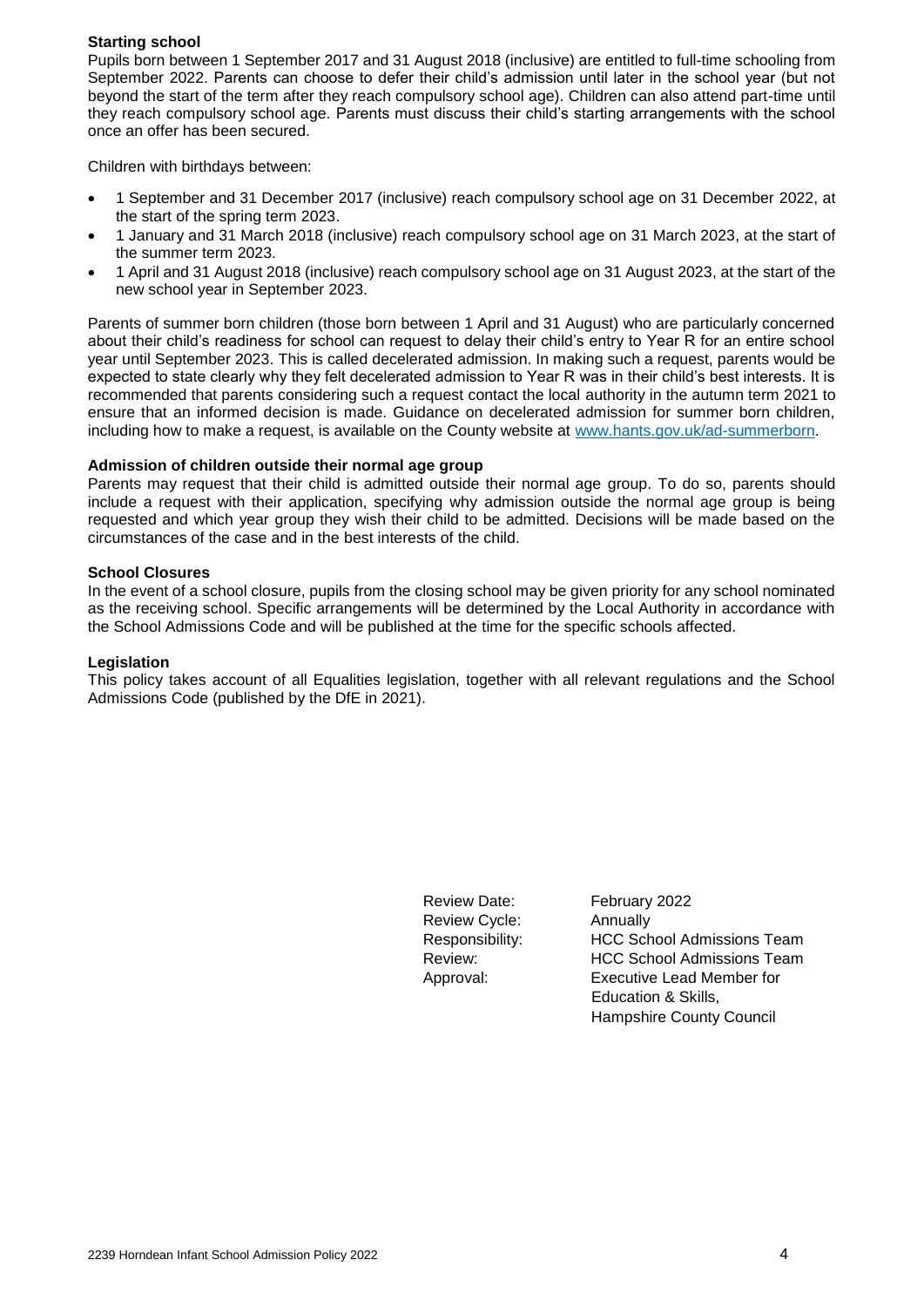**Starting school**

Pupils born between 1 September 2017 and 31 August 2018 (inclusive) are entitled to full-time schooling from September 2022. Parents can choose to defer their child's admission until later in the school year (but not beyond the start of the term after they reach compulsory school age). Children can also attend part-time until they reach compulsory school age. Parents must discuss their child's starting arrangements with the school once an offer has been secured.

Children with birthdays between:

- 1 September and 31 December 2017 (inclusive) reach compulsory school age on 31 December 2022, at the start of the spring term 2023.
- 1 January and 31 March 2018 (inclusive) reach compulsory school age on 31 March 2023, at the start of the summer term 2023.
- 1 April and 31 August 2018 (inclusive) reach compulsory school age on 31 August 2023, at the start of the new school year in September 2023.

Parents of summer born children (those born between 1 April and 31 August) who are particularly concerned about their child's readiness for school can request to delay their child's entry to Year R for an entire school year until September 2023. This is called decelerated admission. In making such a request, parents would be expected to state clearly why they felt decelerated admission to Year R was in their child's best interests. It is recommended that parents considering such a request contact the local authority in the autumn term 2021 to ensure that an informed decision is made. Guidance on decelerated admission for summer born children, including how to make a request, is available on the County website at www.hants.gov.uk/ad-summerborn.

**Admission of children outside their normal age group**

Parents may request that their child is admitted outside their normal age group. To do so, parents should include a request with their application, specifying why admission outside the normal age group is being requested and which year group they wish their child to be admitted. Decisions will be made based on the circumstances of the case and in the best interests of the child.

**School Closures**

In the event of a school closure, pupils from the closing school may be given priority for any school nominated as the receiving school. Specific arrangements will be determined by the Local Authority in accordance with the School Admissions Code and will be published at the time for the specific schools affected.

**Legislation**

This policy takes account of all Equalities legislation, together with all relevant regulations and the School Admissions Code (published by the DfE in 2021).

| | |
|---|---|
| Review Date: | February 2022 |
| Review Cycle: | Annually |
| Responsibility: | HCC School Admissions Team |
| Review: | HCC School Admissions Team |
| Approval: | Executive Lead Member for Education & Skills, Hampshire County Council |

2239 Horndean Infant School Admission Policy 2022